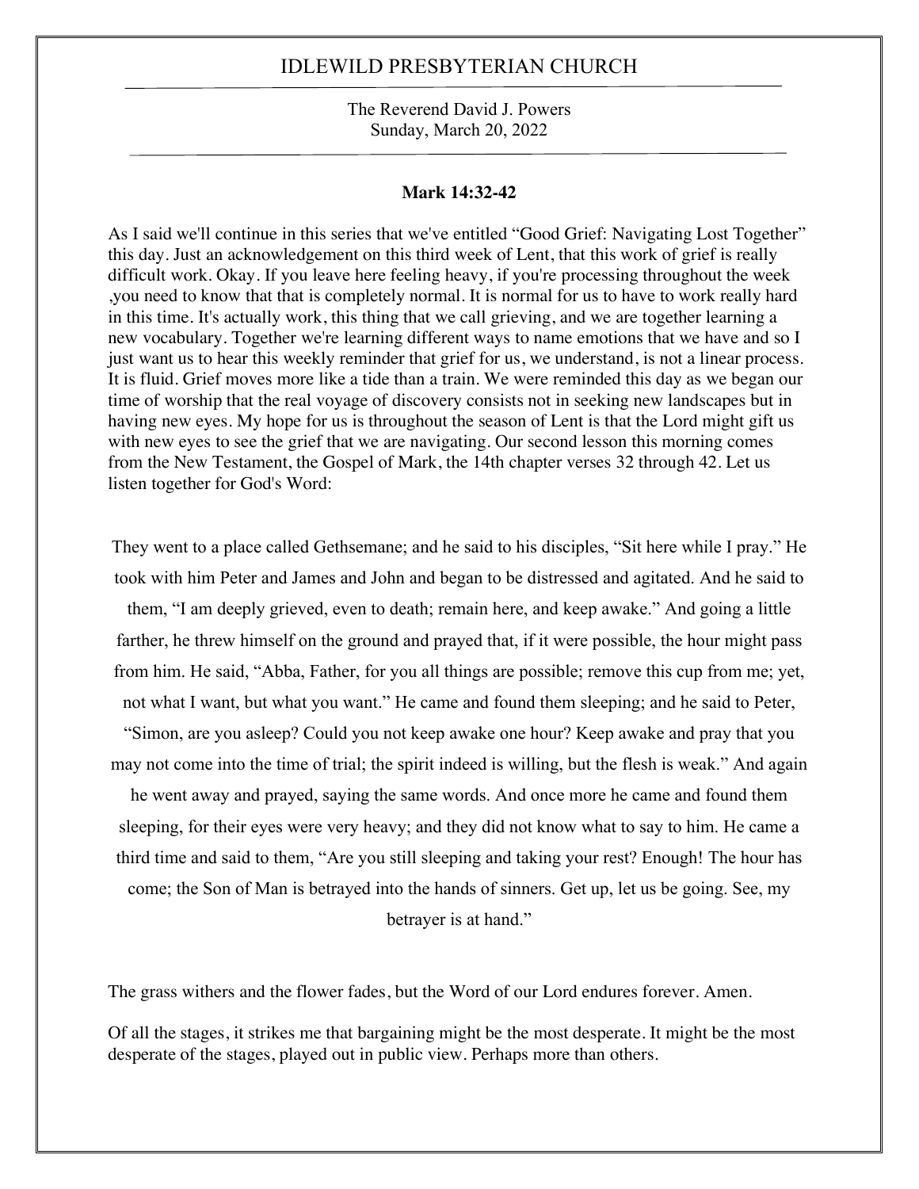# IDLEWILD PRESBYTERIAN CHURCH

The Reverend David J. Powers
Sunday, March 20, 2022

**Mark 14:32-42**

As I said we'll continue in this series that we've entitled "Good Grief: Navigating Lost Together" this day. Just an acknowledgement on this third week of Lent, that this work of grief is really difficult work. Okay. If you leave here feeling heavy, if you're processing throughout the week ,you need to know that that is completely normal. It is normal for us to have to work really hard in this time. It's actually work, this thing that we call grieving, and we are together learning a new vocabulary. Together we're learning different ways to name emotions that we have and so I just want us to hear this weekly reminder that grief for us, we understand, is not a linear process. It is fluid. Grief moves more like a tide than a train. We were reminded this day as we began our time of worship that the real voyage of discovery consists not in seeking new landscapes but in having new eyes. My hope for us is throughout the season of Lent is that the Lord might gift us with new eyes to see the grief that we are navigating. Our second lesson this morning comes from the New Testament, the Gospel of Mark, the 14th chapter verses 32 through 42. Let us listen together for God's Word:

They went to a place called Gethsemane; and he said to his disciples, "Sit here while I pray." He took with him Peter and James and John and began to be distressed and agitated. And he said to them, "I am deeply grieved, even to death; remain here, and keep awake." And going a little farther, he threw himself on the ground and prayed that, if it were possible, the hour might pass from him. He said, "Abba, Father, for you all things are possible; remove this cup from me; yet, not what I want, but what you want." He came and found them sleeping; and he said to Peter, "Simon, are you asleep? Could you not keep awake one hour? Keep awake and pray that you may not come into the time of trial; the spirit indeed is willing, but the flesh is weak." And again he went away and prayed, saying the same words. And once more he came and found them sleeping, for their eyes were very heavy; and they did not know what to say to him. He came a third time and said to them, "Are you still sleeping and taking your rest? Enough! The hour has come; the Son of Man is betrayed into the hands of sinners. Get up, let us be going. See, my betrayer is at hand."

The grass withers and the flower fades, but the Word of our Lord endures forever. Amen.

Of all the stages, it strikes me that bargaining might be the most desperate. It might be the most desperate of the stages, played out in public view. Perhaps more than others.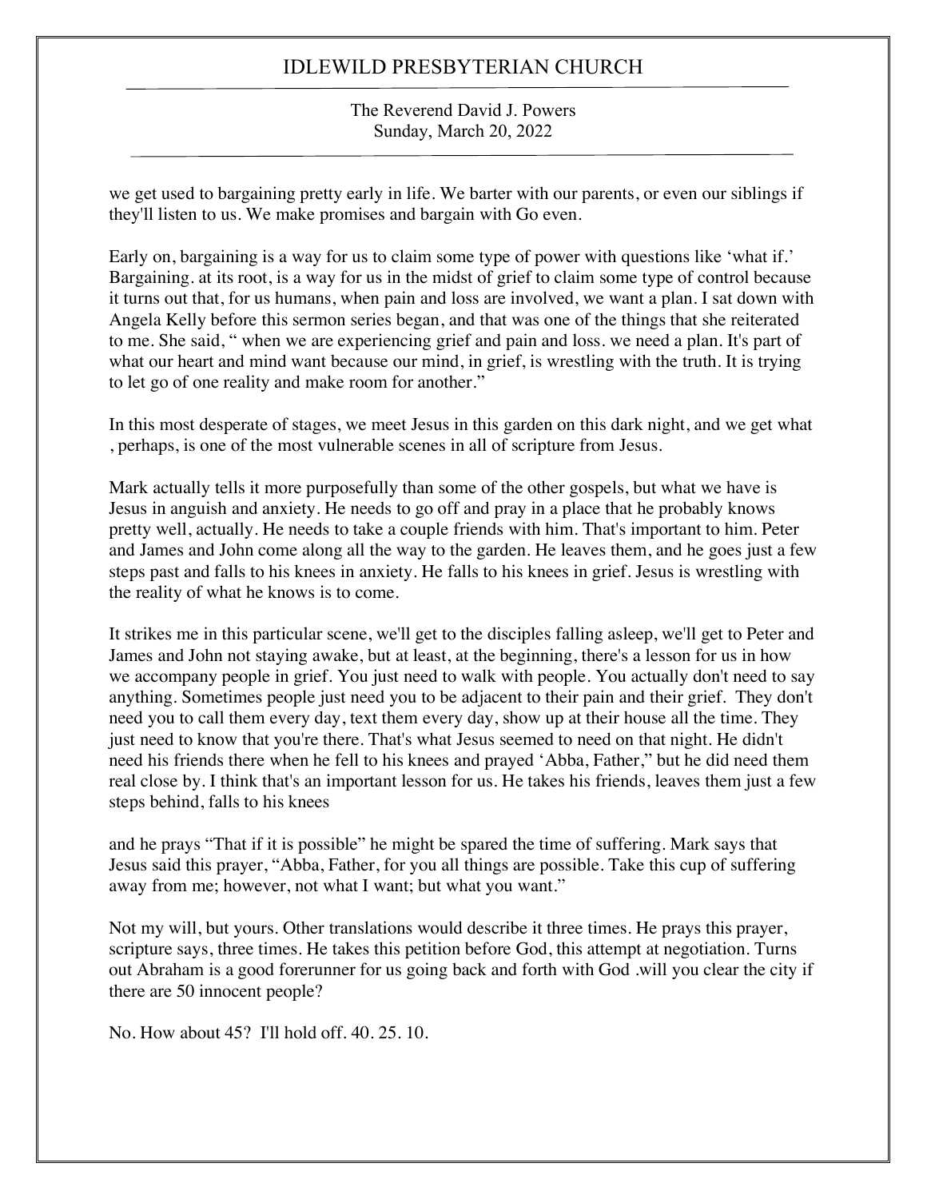we get used to bargaining pretty early in life. We barter with our parents, or even our siblings if they'll listen to us. We make promises and bargain with Go even.

Early on, bargaining is a way for us to claim some type of power with questions like 'what if.' Bargaining. at its root, is a way for us in the midst of grief to claim some type of control because it turns out that, for us humans, when pain and loss are involved, we want a plan. I sat down with Angela Kelly before this sermon series began, and that was one of the things that she reiterated to me. She said, " when we are experiencing grief and pain and loss. we need a plan. It's part of what our heart and mind want because our mind, in grief, is wrestling with the truth. It is trying to let go of one reality and make room for another."

In this most desperate of stages, we meet Jesus in this garden on this dark night, and we get what , perhaps, is one of the most vulnerable scenes in all of scripture from Jesus.

Mark actually tells it more purposefully than some of the other gospels, but what we have is Jesus in anguish and anxiety. He needs to go off and pray in a place that he probably knows pretty well, actually. He needs to take a couple friends with him. That's important to him. Peter and James and John come along all the way to the garden. He leaves them, and he goes just a few steps past and falls to his knees in anxiety. He falls to his knees in grief. Jesus is wrestling with the reality of what he knows is to come.

It strikes me in this particular scene, we'll get to the disciples falling asleep, we'll get to Peter and James and John not staying awake, but at least, at the beginning, there's a lesson for us in how we accompany people in grief. You just need to walk with people. You actually don't need to say anything. Sometimes people just need you to be adjacent to their pain and their grief. They don't need you to call them every day, text them every day, show up at their house all the time. They just need to know that you're there. That's what Jesus seemed to need on that night. He didn't need his friends there when he fell to his knees and prayed 'Abba, Father," but he did need them real close by. I think that's an important lesson for us. He takes his friends, leaves them just a few steps behind, falls to his knees

and he prays "That if it is possible" he might be spared the time of suffering. Mark says that Jesus said this prayer, "Abba, Father, for you all things are possible. Take this cup of suffering away from me; however, not what I want; but what you want."

Not my will, but yours. Other translations would describe it three times. He prays this prayer, scripture says, three times. He takes this petition before God, this attempt at negotiation. Turns out Abraham is a good forerunner for us going back and forth with God .will you clear the city if there are 50 innocent people?

No. How about 45? I'll hold off. 40. 25. 10.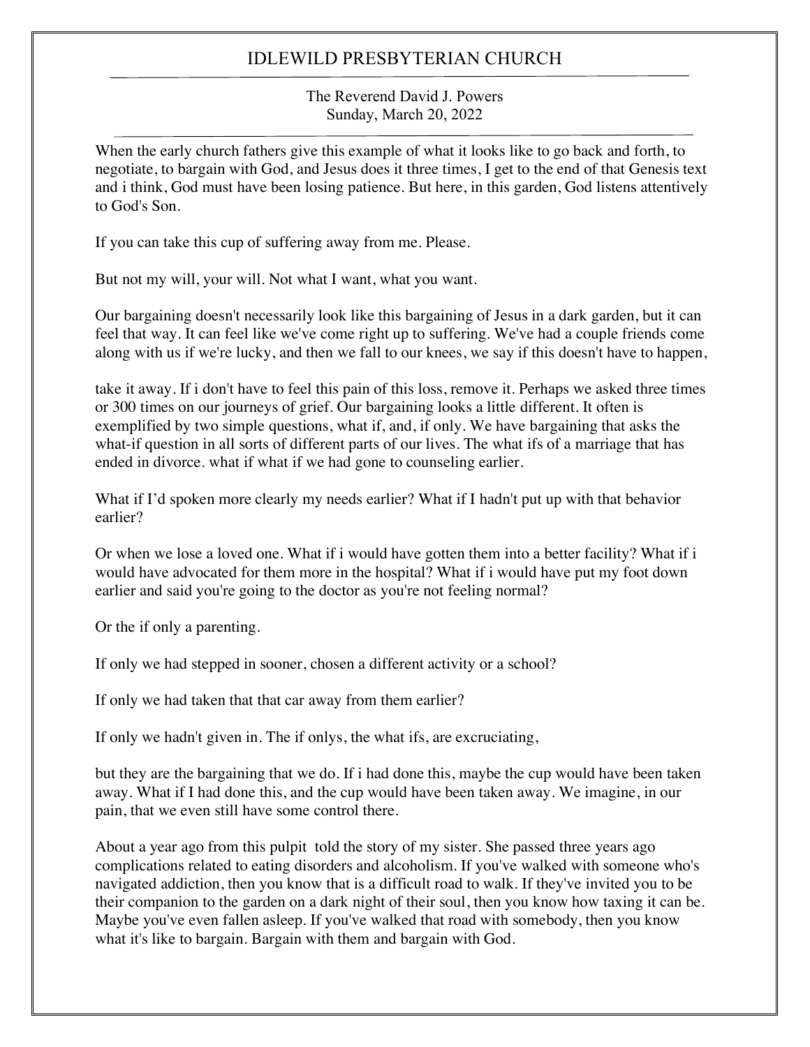When the early church fathers give this example of what it looks like to go back and forth, to negotiate, to bargain with God, and Jesus does it three times, I get to the end of that Genesis text and i think, God must have been losing patience. But here, in this garden, God listens attentively to God's Son.

If you can take this cup of suffering away from me. Please.

But not my will, your will. Not what I want, what you want.

Our bargaining doesn't necessarily look like this bargaining of Jesus in a dark garden, but it can feel that way. It can feel like we've come right up to suffering. We've had a couple friends come along with us if we're lucky, and then we fall to our knees, we say if this doesn't have to happen,

take it away. If i don't have to feel this pain of this loss, remove it. Perhaps we asked three times or 300 times on our journeys of grief. Our bargaining looks a little different. It often is exemplified by two simple questions, what if, and, if only. We have bargaining that asks the what-if question in all sorts of different parts of our lives. The what ifs of a marriage that has ended in divorce. what if what if we had gone to counseling earlier.

What if I'd spoken more clearly my needs earlier? What if I hadn't put up with that behavior earlier?

Or when we lose a loved one. What if i would have gotten them into a better facility? What if i would have advocated for them more in the hospital? What if i would have put my foot down earlier and said you're going to the doctor as you're not feeling normal?

Or the if only a parenting.

If only we had stepped in sooner, chosen a different activity or a school?

If only we had taken that that car away from them earlier?

If only we hadn't given in. The if onlys, the what ifs, are excruciating,

but they are the bargaining that we do. If i had done this, maybe the cup would have been taken away. What if I had done this, and the cup would have been taken away. We imagine, in our pain, that we even still have some control there.

About a year ago from this pulpit told the story of my sister. She passed three years ago complications related to eating disorders and alcoholism. If you've walked with someone who's navigated addiction, then you know that is a difficult road to walk. If they've invited you to be their companion to the garden on a dark night of their soul, then you know how taxing it can be. Maybe you've even fallen asleep. If you've walked that road with somebody, then you know what it's like to bargain. Bargain with them and bargain with God.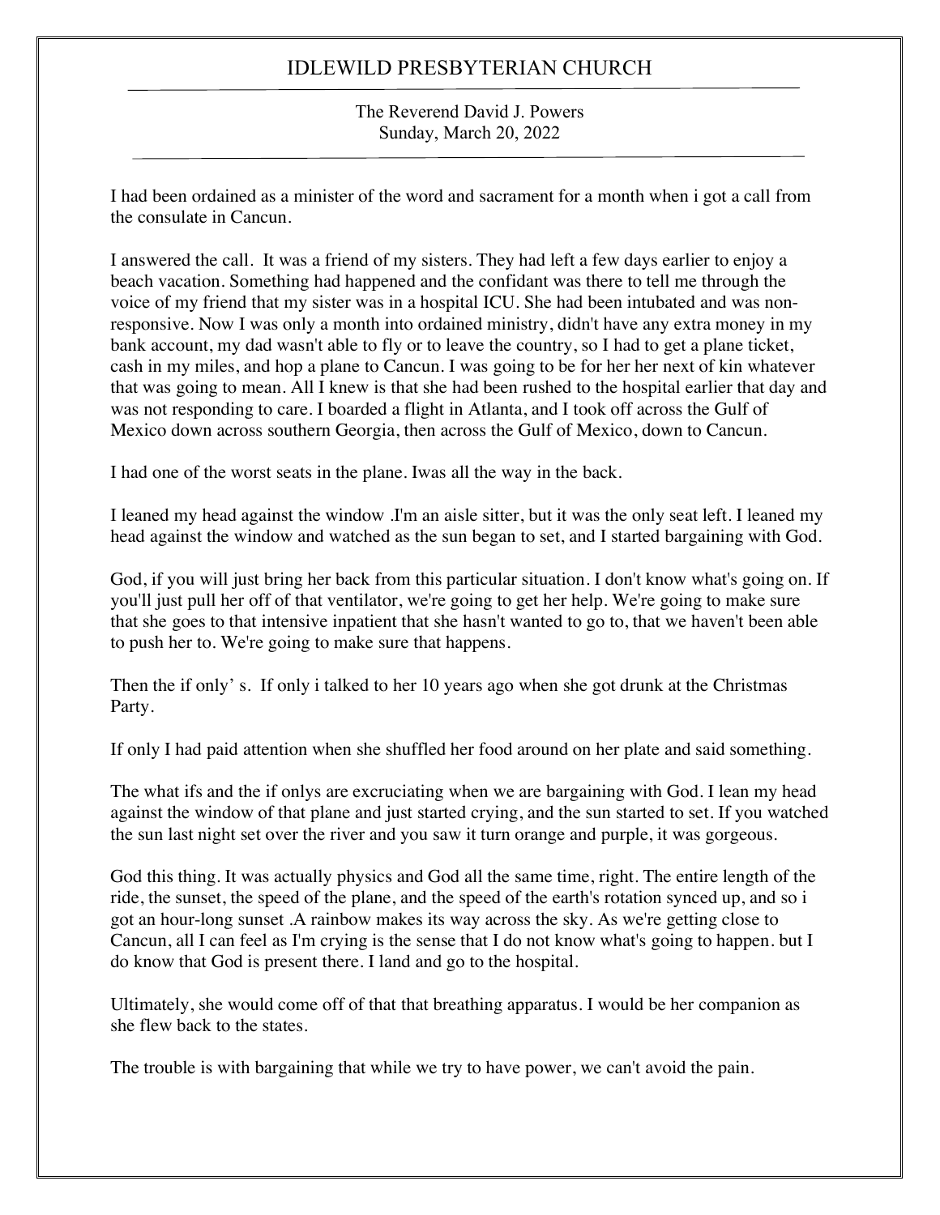I had been ordained as a minister of the word and sacrament for a month when i got a call from the consulate in Cancun.

I answered the call.  It was a friend of my sisters. They had left a few days earlier to enjoy a beach vacation. Something had happened and the confidant was there to tell me through the voice of my friend that my sister was in a hospital ICU. She had been intubated and was non-responsive. Now I was only a month into ordained ministry, didn't have any extra money in my bank account, my dad wasn't able to fly or to leave the country, so I had to get a plane ticket, cash in my miles, and hop a plane to Cancun. I was going to be for her her next of kin whatever that was going to mean. All I knew is that she had been rushed to the hospital earlier that day and was not responding to care. I boarded a flight in Atlanta, and I took off across the Gulf of Mexico down across southern Georgia, then across the Gulf of Mexico, down to Cancun.

I had one of the worst seats in the plane. Iwas all the way in the back.

I leaned my head against the window .I'm an aisle sitter, but it was the only seat left. I leaned my head against the window and watched as the sun began to set, and I started bargaining with God.

God, if you will just bring her back from this particular situation. I don't know what's going on. If you'll just pull her off of that ventilator, we're going to get her help. We're going to make sure that she goes to that intensive inpatient that she hasn't wanted to go to, that we haven't been able to push her to. We're going to make sure that happens.

Then the if only' s.  If only i talked to her 10 years ago when she got drunk at the Christmas Party.

If only I had paid attention when she shuffled her food around on her plate and said something.

The what ifs and the if onlys are excruciating when we are bargaining with God. I lean my head against the window of that plane and just started crying, and the sun started to set. If you watched the sun last night set over the river and you saw it turn orange and purple, it was gorgeous.

God this thing. It was actually physics and God all the same time, right. The entire length of the ride, the sunset, the speed of the plane, and the speed of the earth's rotation synced up, and so i got an hour-long sunset .A rainbow makes its way across the sky. As we're getting close to Cancun, all I can feel as I'm crying is the sense that I do not know what's going to happen. but I do know that God is present there. I land and go to the hospital.

Ultimately, she would come off of that that breathing apparatus. I would be her companion as she flew back to the states.

The trouble is with bargaining that while we try to have power, we can't avoid the pain.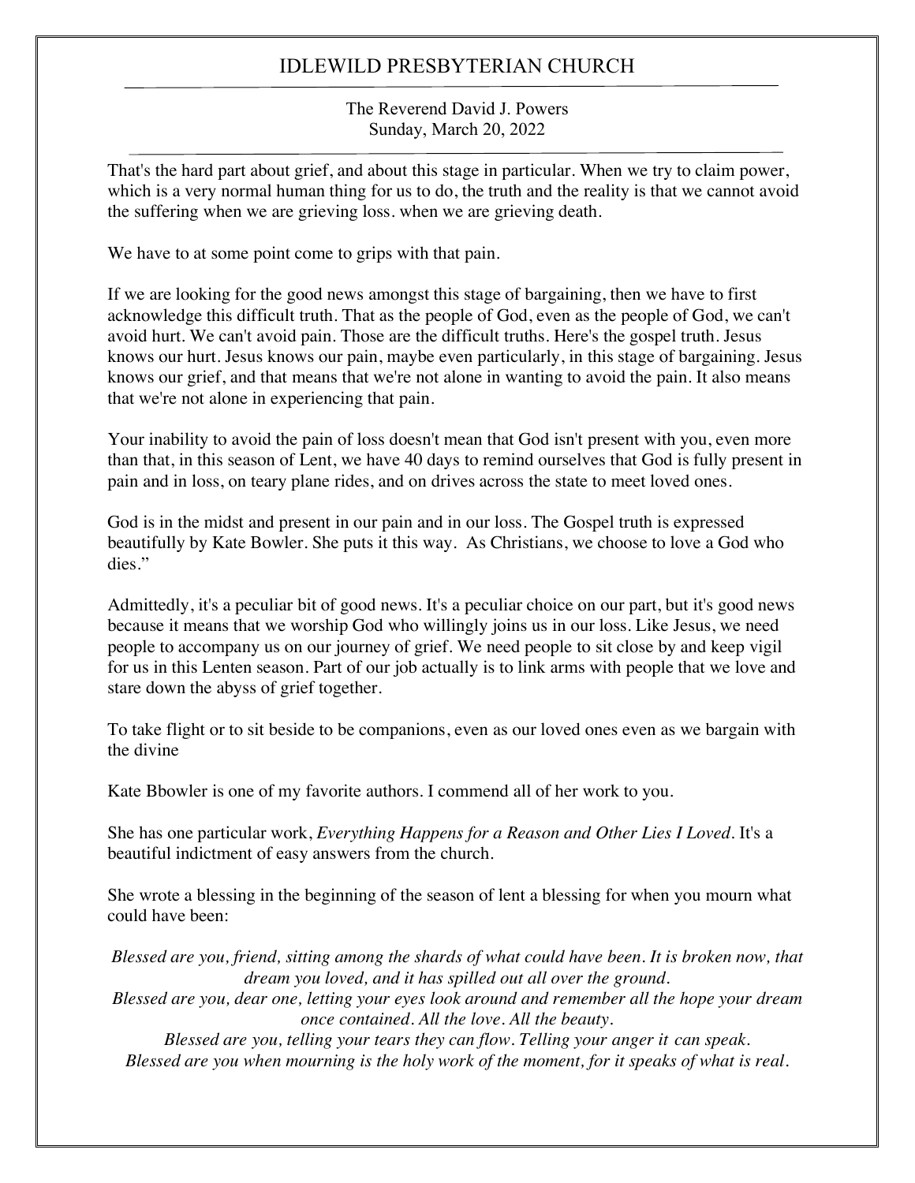That's the hard part about grief, and about this stage in particular. When we try to claim power, which is a very normal human thing for us to do, the truth and the reality is that we cannot avoid the suffering when we are grieving loss. when we are grieving death.

We have to at some point come to grips with that pain.

If we are looking for the good news amongst this stage of bargaining, then we have to first acknowledge this difficult truth. That as the people of God, even as the people of God, we can't avoid hurt. We can't avoid pain. Those are the difficult truths. Here's the gospel truth. Jesus knows our hurt. Jesus knows our pain, maybe even particularly, in this stage of bargaining. Jesus knows our grief, and that means that we're not alone in wanting to avoid the pain. It also means that we're not alone in experiencing that pain.

Your inability to avoid the pain of loss doesn't mean that God isn't present with you, even more than that, in this season of Lent, we have 40 days to remind ourselves that God is fully present in pain and in loss, on teary plane rides, and on drives across the state to meet loved ones.

God is in the midst and present in our pain and in our loss. The Gospel truth is expressed beautifully by Kate Bowler. She puts it this way. As Christians, we choose to love a God who dies."

Admittedly, it's a peculiar bit of good news. It's a peculiar choice on our part, but it's good news because it means that we worship God who willingly joins us in our loss. Like Jesus, we need people to accompany us on our journey of grief. We need people to sit close by and keep vigil for us in this Lenten season. Part of our job actually is to link arms with people that we love and stare down the abyss of grief together.

To take flight or to sit beside to be companions, even as our loved ones even as we bargain with the divine

Kate Bbowler is one of my favorite authors. I commend all of her work to you.

She has one particular work, *Everything Happens for a Reason and Other Lies I Loved*. It's a beautiful indictment of easy answers from the church.

She wrote a blessing in the beginning of the season of lent a blessing for when you mourn what could have been:

*Blessed are you, friend, sitting among the shards of what could have been. It is broken now, that dream you loved, and it has spilled out all over the ground.*
*Blessed are you, dear one, letting your eyes look around and remember all the hope your dream once contained. All the love. All the beauty.*
*Blessed are you, telling your tears they can flow. Telling your anger it can speak.*
*Blessed are you when mourning is the holy work of the moment, for it speaks of what is real.*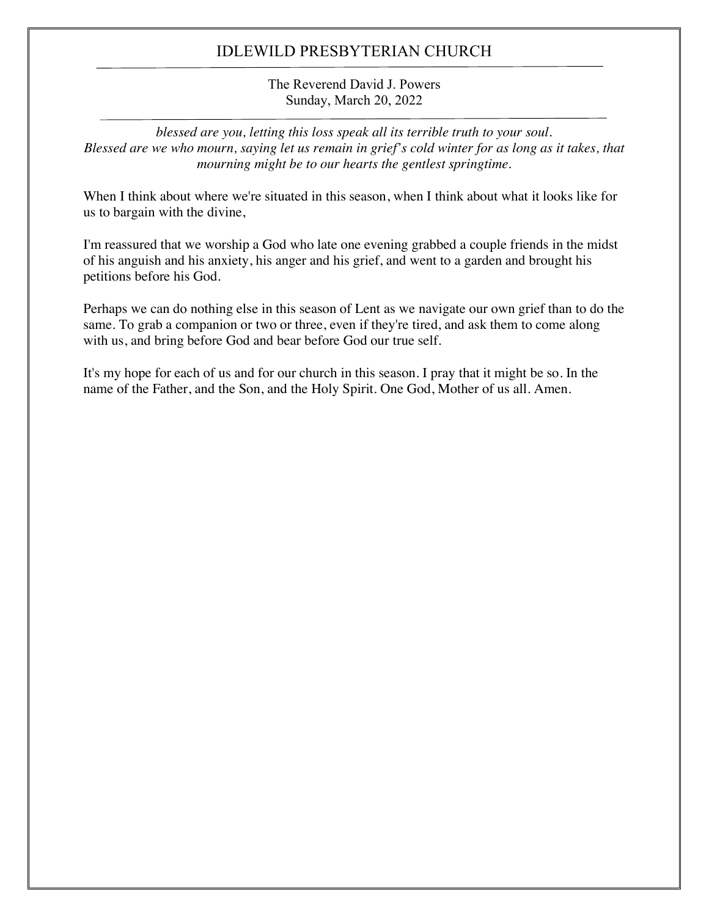*blessed are you, letting this loss speak all its terrible truth to your soul.*
*Blessed are we who mourn, saying let us remain in grief's cold winter for as long as it takes, that mourning might be to our hearts the gentlest springtime.*

When I think about where we're situated in this season, when I think about what it looks like for us to bargain with the divine,

I'm reassured that we worship a God who late one evening grabbed a couple friends in the midst of his anguish and his anxiety, his anger and his grief, and went to a garden and brought his petitions before his God.

Perhaps we can do nothing else in this season of Lent as we navigate our own grief than to do the same. To grab a companion or two or three, even if they're tired, and ask them to come along with us, and bring before God and bear before God our true self.

It's my hope for each of us and for our church in this season. I pray that it might be so. In the name of the Father, and the Son, and the Holy Spirit. One God, Mother of us all. Amen.